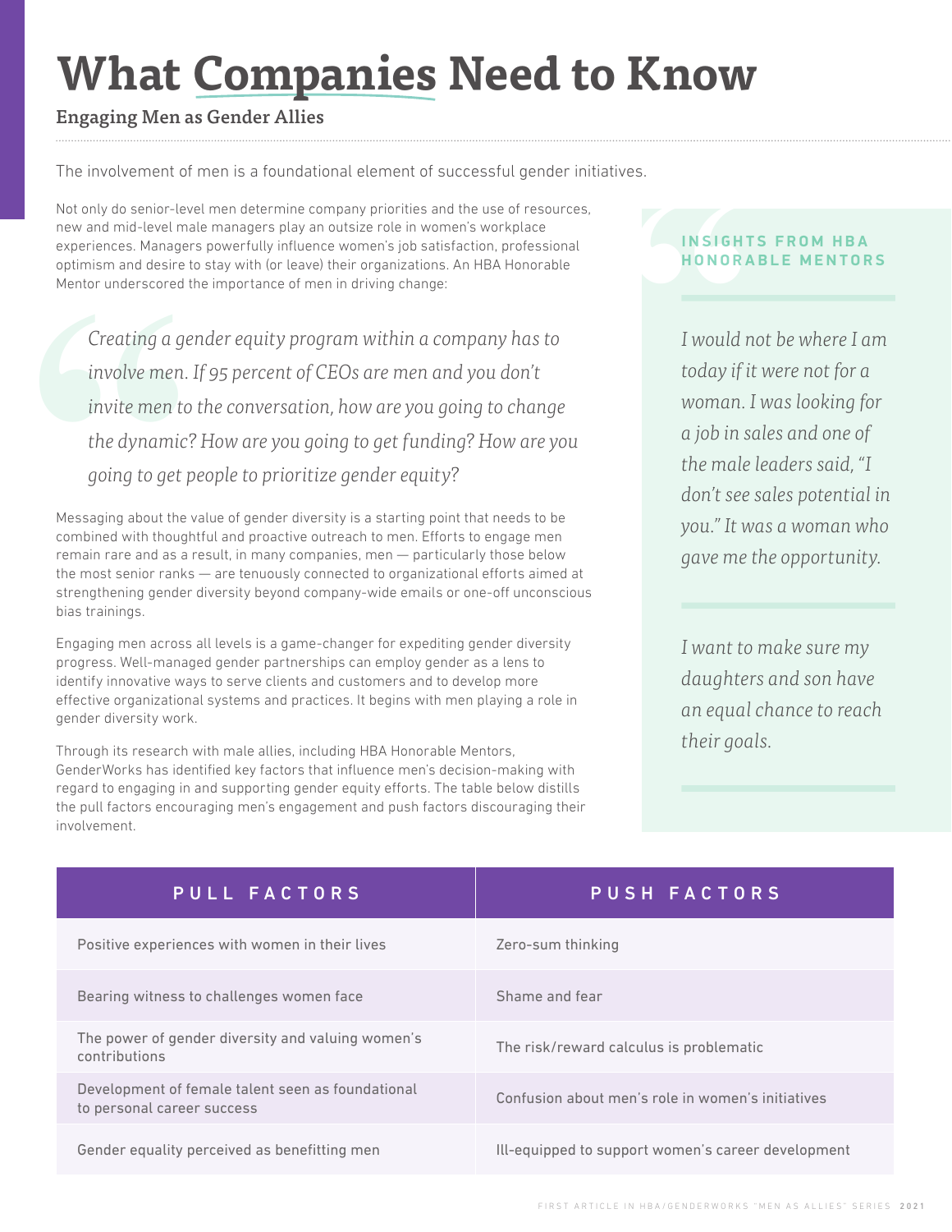# What Companies Need to Know

## Engaging Men as Gender Allies

The involvement of men is a foundational element of successful gender initiatives.

Not only do senior-level men determine company priorities and the use of resources, new and mid-level male managers play an outsize role in women's workplace experiences. Managers powerfully influence women's job satisfaction, professional optimism and desire to stay with (or leave) their organizations. An HBA Honorable Mentor underscored the importance of men in driving change:

> *Creating a gender equity program within a company has to involve men. If 95 percent of CEOs are men and you don't invite men to the conversation, how are you going to change the dynamic? How are you going to get funding? How are you going to get people to prioritize gender equity?*

Messaging about the value of gender diversity is a starting point that needs to be combined with thoughtful and proactive outreach to men. Efforts to engage men remain rare and as a result, in many companies, men — particularly those below the most senior ranks — are tenuously connected to organizational efforts aimed at strengthening gender diversity beyond company-wide emails or one-off unconscious bias trainings.

Engaging men across all levels is a game-changer for expediting gender diversity progress. Well-managed gender partnerships can employ gender as a lens to identify innovative ways to serve clients and customers and to develop more effective organizational systems and practices. It begins with men playing a role in gender diversity work.

Through its research with male allies, including HBA Honorable Mentors, GenderWorks has identified key factors that influence men's decision-making with regard to engaging in and supporting gender equity efforts. The table below distills the pull factors encouraging men's engagement and push factors discouraging their involvement.

### INSIGHTS FROM HBA HONORABLE MENTORS

*I would not be where I am today if it were not for a woman. I was looking for a job in sales and one of the male leaders said, "I don't see sales potential in you." It was a woman who gave me the opportunity.*

*I want to make sure my daughters and son have an equal chance to reach their goals.*

| PULL FACTORS | PUSH FACTORS |
|---|---|
| Positive experiences with women in their lives | Zero-sum thinking |
| Bearing witness to challenges women face | Shame and fear |
| The power of gender diversity and valuing women's contributions | The risk/reward calculus is problematic |
| Development of female talent seen as foundational to personal career success | Confusion about men's role in women's initiatives |
| Gender equality perceived as benefitting men | Ill-equipped to support women's career development |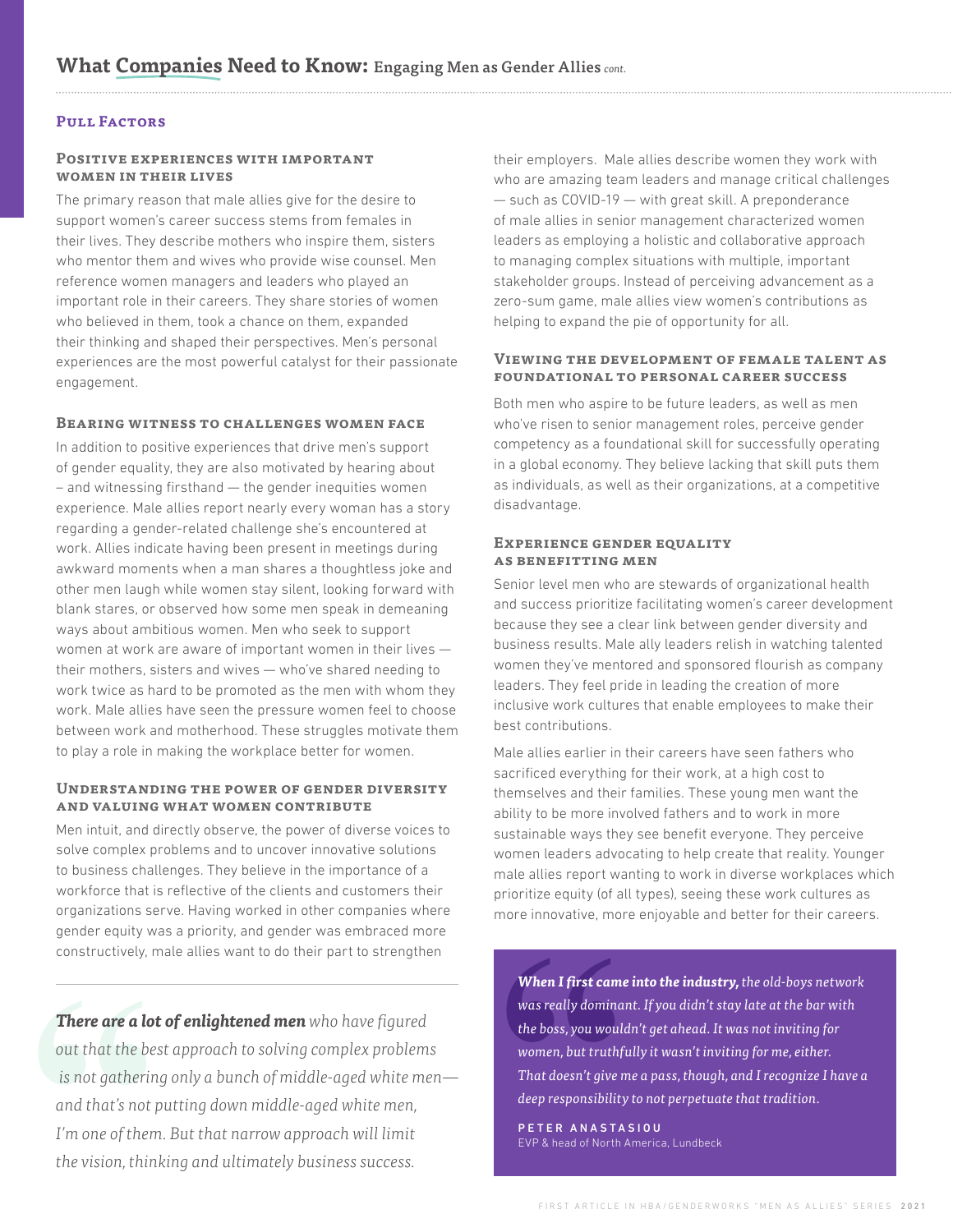# What Companies Need to Know: Engaging Men as Gender Allies *cont.*

## Pull Factors

### Positive experiences with important women in their lives

The primary reason that male allies give for the desire to support women's career success stems from females in their lives. They describe mothers who inspire them, sisters who mentor them and wives who provide wise counsel. Men reference women managers and leaders who played an important role in their careers. They share stories of women who believed in them, took a chance on them, expanded their thinking and shaped their perspectives. Men's personal experiences are the most powerful catalyst for their passionate engagement.

### Bearing witness to challenges women face

In addition to positive experiences that drive men's support of gender equality, they are also motivated by hearing about – and witnessing firsthand — the gender inequities women experience. Male allies report nearly every woman has a story regarding a gender-related challenge she's encountered at work. Allies indicate having been present in meetings during awkward moments when a man shares a thoughtless joke and other men laugh while women stay silent, looking forward with blank stares, or observed how some men speak in demeaning ways about ambitious women. Men who seek to support women at work are aware of important women in their lives — their mothers, sisters and wives — who've shared needing to work twice as hard to be promoted as the men with whom they work. Male allies have seen the pressure women feel to choose between work and motherhood. These struggles motivate them to play a role in making the workplace better for women.

### Understanding the power of gender diversity and valuing what women contribute

Men intuit, and directly observe, the power of diverse voices to solve complex problems and to uncover innovative solutions to business challenges. They believe in the importance of a workforce that is reflective of the clients and customers their organizations serve. Having worked in other companies where gender equity was a priority, and gender was embraced more constructively, male allies want to do their part to strengthen their employers. Male allies describe women they work with who are amazing team leaders and manage critical challenges — such as COVID-19 — with great skill. A preponderance of male allies in senior management characterized women leaders as employing a holistic and collaborative approach to managing complex situations with multiple, important stakeholder groups. Instead of perceiving advancement as a zero-sum game, male allies view women's contributions as helping to expand the pie of opportunity for all.

> ***There are a lot of enlightened men*** *who have figured out that the best approach to solving complex problems is not gathering only a bunch of middle-aged white men—and that's not putting down middle-aged white men, I'm one of them. But that narrow approach will limit the vision, thinking and ultimately business success.*

### Viewing the development of female talent as foundational to personal career success

Both men who aspire to be future leaders, as well as men who've risen to senior management roles, perceive gender competency as a foundational skill for successfully operating in a global economy. They believe lacking that skill puts them as individuals, as well as their organizations, at a competitive disadvantage.

### Experience gender equality as benefitting men

Senior level men who are stewards of organizational health and success prioritize facilitating women's career development because they see a clear link between gender diversity and business results. Male ally leaders relish in watching talented women they've mentored and sponsored flourish as company leaders. They feel pride in leading the creation of more inclusive work cultures that enable employees to make their best contributions.

Male allies earlier in their careers have seen fathers who sacrificed everything for their work, at a high cost to themselves and their families. These young men want the ability to be more involved fathers and to work in more sustainable ways they see benefit everyone. They perceive women leaders advocating to help create that reality. Younger male allies report wanting to work in diverse workplaces which prioritize equity (of all types), seeing these work cultures as more innovative, more enjoyable and better for their careers.

> ***When I first came into the industry,*** *the old-boys network was really dominant. If you didn't stay late at the bar with the boss, you wouldn't get ahead. It was not inviting for women, but truthfully it wasn't inviting for me, either. That doesn't give me a pass, though, and I recognize I have a deep responsibility to not perpetuate that tradition.*
>
> **PETER ANASTASIOU**
> EVP & head of North America, Lundbeck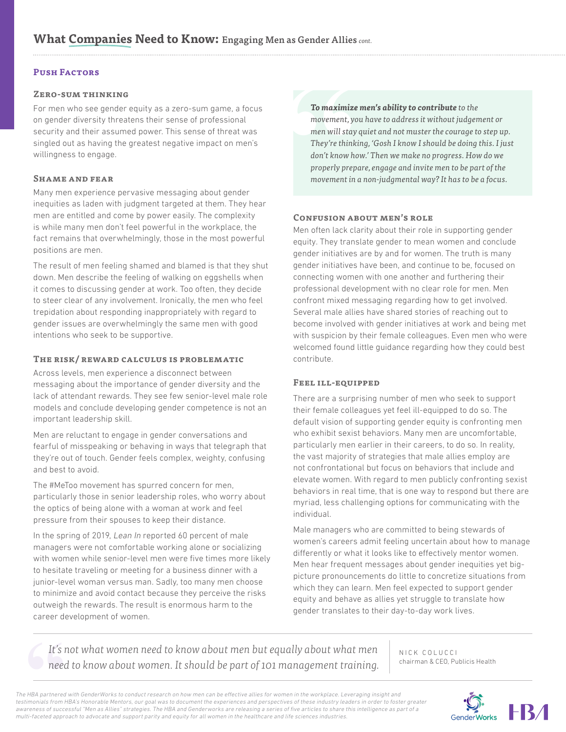## What Companies Need to Know: Engaging Men as Gender Allies *cont.*

### Push Factors

#### Zero-sum thinking

For men who see gender equity as a zero-sum game, a focus on gender diversity threatens their sense of professional security and their assumed power. This sense of threat was singled out as having the greatest negative impact on men's willingness to engage.

#### Shame and fear

Many men experience pervasive messaging about gender inequities as laden with judgment targeted at them. They hear men are entitled and come by power easily. The complexity is while many men don't feel powerful in the workplace, the fact remains that overwhelmingly, those in the most powerful positions are men.

The result of men feeling shamed and blamed is that they shut down. Men describe the feeling of walking on eggshells when it comes to discussing gender at work. Too often, they decide to steer clear of any involvement. Ironically, the men who feel trepidation about responding inappropriately with regard to gender issues are overwhelmingly the same men with good intentions who seek to be supportive.

#### The risk/ reward calculus is problematic

Across levels, men experience a disconnect between messaging about the importance of gender diversity and the lack of attendant rewards. They see few senior-level male role models and conclude developing gender competence is not an important leadership skill.

Men are reluctant to engage in gender conversations and fearful of misspeaking or behaving in ways that telegraph that they're out of touch. Gender feels complex, weighty, confusing and best to avoid.

The #MeToo movement has spurred concern for men, particularly those in senior leadership roles, who worry about the optics of being alone with a woman at work and feel pressure from their spouses to keep their distance.

In the spring of 2019, *Lean In* reported 60 percent of male managers were not comfortable working alone or socializing with women while senior-level men were five times more likely to hesitate traveling or meeting for a business dinner with a junior-level woman versus man. Sadly, too many men choose to minimize and avoid contact because they perceive the risks outweigh the rewards. The result is enormous harm to the career development of women.

> ***To maximize men's ability to contribute** to the movement, you have to address it without judgement or men will stay quiet and not muster the courage to step up. They're thinking, 'Gosh I know I should be doing this. I just don't know how.' Then we make no progress. How do we properly prepare, engage and invite men to be part of the movement in a non-judgmental way? It has to be a focus.*

#### Confusion about men's role

Men often lack clarity about their role in supporting gender equity. They translate gender to mean women and conclude gender initiatives are by and for women. The truth is many gender initiatives have been, and continue to be, focused on connecting women with one another and furthering their professional development with no clear role for men. Men confront mixed messaging regarding how to get involved. Several male allies have shared stories of reaching out to become involved with gender initiatives at work and being met with suspicion by their female colleagues. Even men who were welcomed found little guidance regarding how they could best contribute.

#### Feel ill-equipped

There are a surprising number of men who seek to support their female colleagues yet feel ill-equipped to do so. The default vision of supporting gender equity is confronting men who exhibit sexist behaviors. Many men are uncomfortable, particularly men earlier in their careers, to do so. In reality, the vast majority of strategies that male allies employ are not confrontational but focus on behaviors that include and elevate women. With regard to men publicly confronting sexist behaviors in real time, that is one way to respond but there are myriad, less challenging options for communicating with the individual.

Male managers who are committed to being stewards of women's careers admit feeling uncertain about how to manage differently or what it looks like to effectively mentor women. Men hear frequent messages about gender inequities yet big-picture pronouncements do little to concretize situations from which they can learn. Men feel expected to support gender equity and behave as allies yet struggle to translate how gender translates to their day-to-day work lives.

> *It's not what women need to know about men but equally about what men need to know about women. It should be part of 101 management training.*
>
> NICK COLUCCI, chairman & CEO, Publicis Health

*The HBA partnered with GenderWorks to conduct research on how men can be effective allies for women in the workplace. Leveraging insight and testimonials from HBA's Honorable Mentors, our goal was to document the experiences and perspectives of these industry leaders in order to foster greater awareness of successful "Men as Allies" strategies. The HBA and Genderworks are releasing a series of five articles to share this intelligence as part of a multi-faceted approach to advocate and support parity and equity for all women in the healthcare and life sciences industries.*

GenderWorks HBA